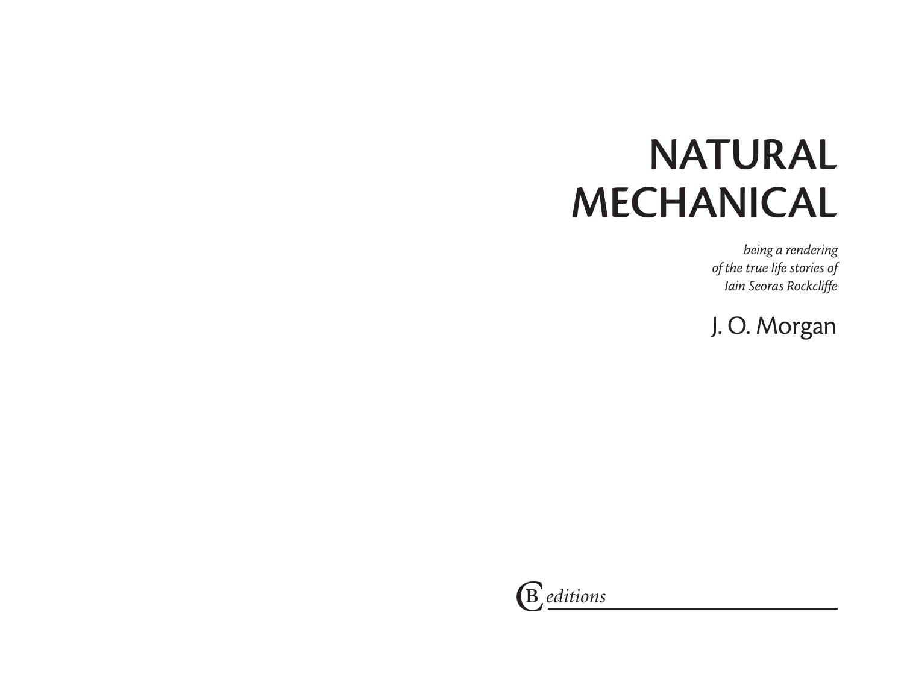# NATURAL MECHANICAL

*being a rendering of the true life stories of Iain Seoras Rockcliffe*

J. O. Morgan

CB *editions*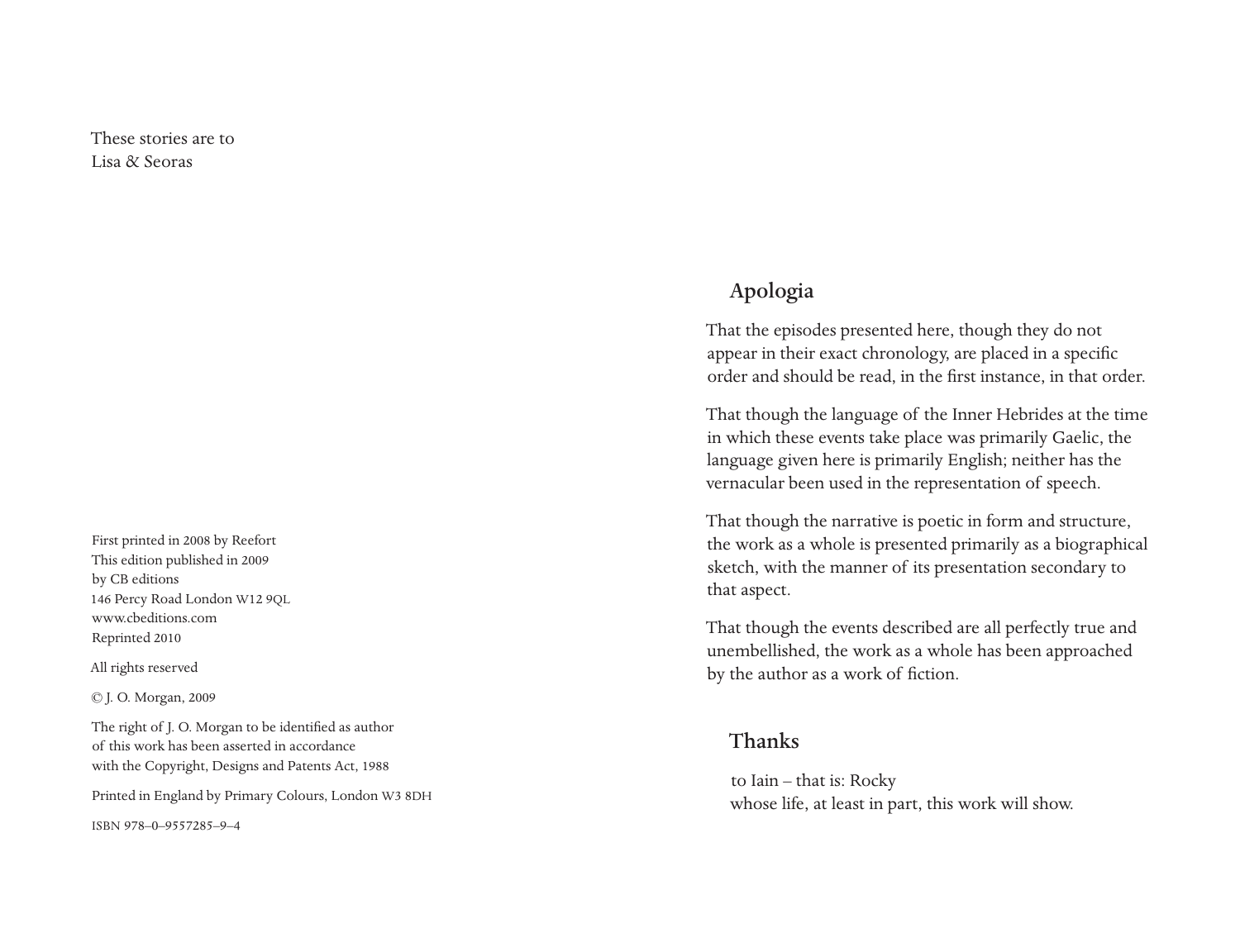These stories are to
Lisa & Seoras

First printed in 2008 by Reefort
This edition published in 2009
by CB editions
146 Percy Road London W12 9QL
www.cbeditions.com
Reprinted 2010

All rights reserved

© J. O. Morgan, 2009

The right of J. O. Morgan to be identified as author
of this work has been asserted in accordance
with the Copyright, Designs and Patents Act, 1988

Printed in England by Primary Colours, London W3 8DH

ISBN 978–0–9557285–9–4

## Apologia

That the episodes presented here, though they do not appear in their exact chronology, are placed in a specific order and should be read, in the first instance, in that order.

That though the language of the Inner Hebrides at the time in which these events take place was primarily Gaelic, the language given here is primarily English; neither has the vernacular been used in the representation of speech.

That though the narrative is poetic in form and structure, the work as a whole is presented primarily as a biographical sketch, with the manner of its presentation secondary to that aspect.

That though the events described are all perfectly true and unembellished, the work as a whole has been approached by the author as a work of fiction.

## Thanks

to Iain – that is: Rocky
whose life, at least in part, this work will show.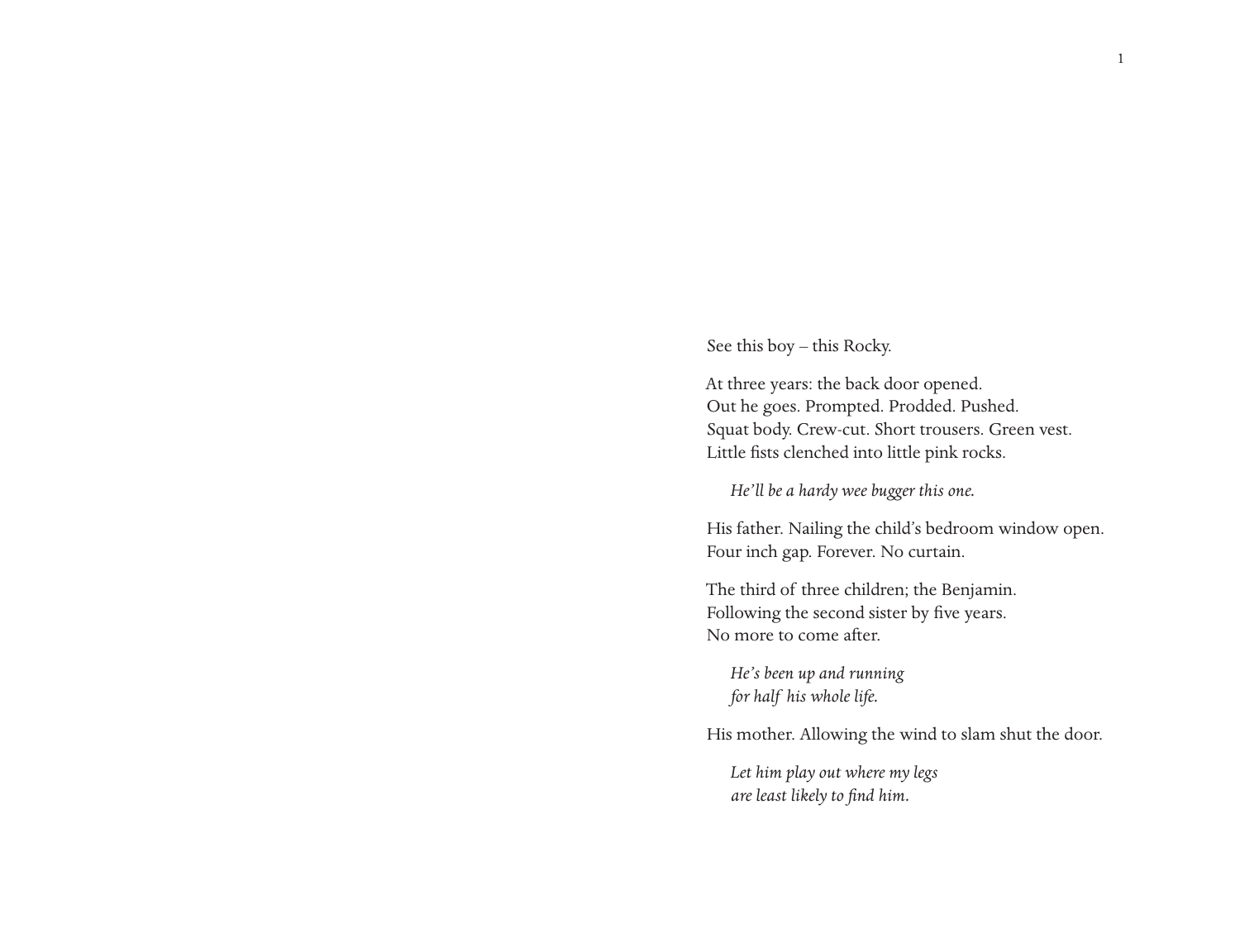See this boy – this Rocky.

At three years: the back door opened.
Out he goes. Prompted. Prodded. Pushed.
Squat body. Crew-cut. Short trousers. Green vest.
Little fists clenched into little pink rocks.

*He'll be a hardy wee bugger this one.*

His father. Nailing the child's bedroom window open.
Four inch gap. Forever. No curtain.

The third of three children; the Benjamin.
Following the second sister by five years.
No more to come after.

*He's been up and running*
*for half his whole life.*

His mother. Allowing the wind to slam shut the door.

*Let him play out where my legs*
*are least likely to find him.*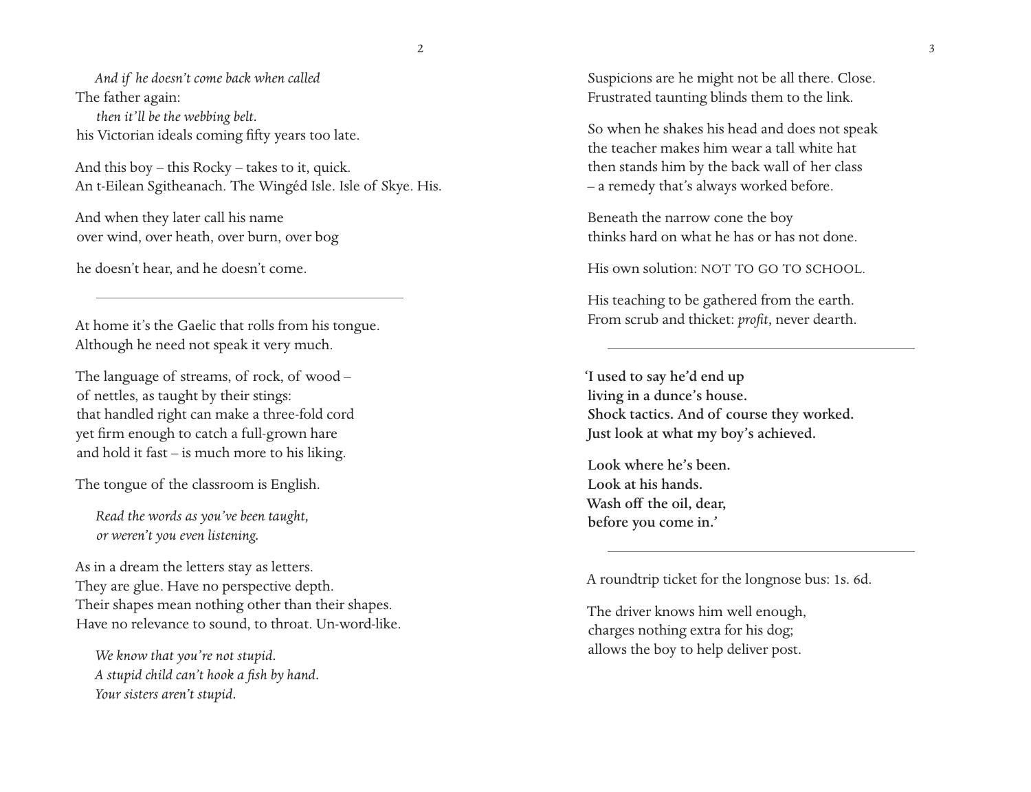*And if he doesn't come back when called*
The father again:
*then it'll be the webbing belt.*
his Victorian ideals coming fifty years too late.

And this boy – this Rocky – takes to it, quick.
An t-Eilean Sgitheanach. The Wingéd Isle. Isle of Skye. His.

And when they later call his name
over wind, over heath, over burn, over bog

he doesn't hear, and he doesn't come.

---

At home it's the Gaelic that rolls from his tongue.
Although he need not speak it very much.

The language of streams, of rock, of wood –
of nettles, as taught by their stings:
that handled right can make a three-fold cord
yet firm enough to catch a full-grown hare
and hold it fast – is much more to his liking.

The tongue of the classroom is English.

*Read the words as you've been taught,*
*or weren't you even listening.*

As in a dream the letters stay as letters.
They are glue. Have no perspective depth.
Their shapes mean nothing other than their shapes.
Have no relevance to sound, to throat. Un-word-like.

*We know that you're not stupid.*
*A stupid child can't hook a fish by hand.*
*Your sisters aren't stupid.*

Suspicions are he might not be all there. Close.
Frustrated taunting blinds them to the link.

So when he shakes his head and does not speak
the teacher makes him wear a tall white hat
then stands him by the back wall of her class
– a remedy that's always worked before.

Beneath the narrow cone the boy
thinks hard on what he has or has not done.

His own solution: NOT TO GO TO SCHOOL.

His teaching to be gathered from the earth.
From scrub and thicket: *profit*, never dearth.

---

**'I used to say he'd end up**
**living in a dunce's house.**
**Shock tactics. And of course they worked.**
**Just look at what my boy's achieved.**

**Look where he's been.**
**Look at his hands.**
**Wash off the oil, dear,**
**before you come in.'**

---

A roundtrip ticket for the longnose bus: 1s. 6d.

The driver knows him well enough,
charges nothing extra for his dog;
allows the boy to help deliver post.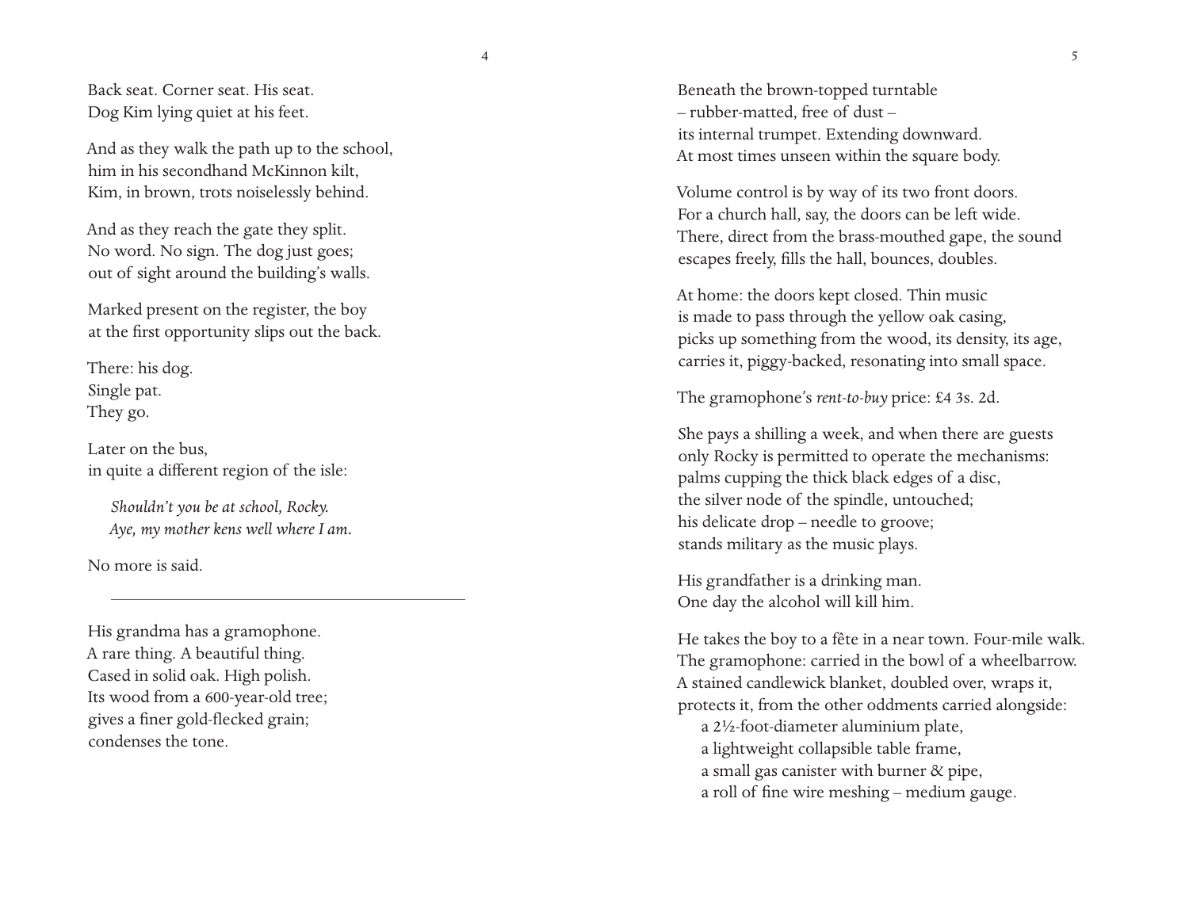Back seat. Corner seat. His seat.
Dog Kim lying quiet at his feet.

And as they walk the path up to the school,
him in his secondhand McKinnon kilt,
Kim, in brown, trots noiselessly behind.

And as they reach the gate they split.
No word. No sign. The dog just goes;
out of sight around the building's walls.

Marked present on the register, the boy
at the first opportunity slips out the back.

There: his dog.
Single pat.
They go.

Later on the bus,
in quite a different region of the isle:

> *Shouldn't you be at school, Rocky.*
> *Aye, my mother kens well where I am.*

No more is said.

---

His grandma has a gramophone.
A rare thing. A beautiful thing.
Cased in solid oak. High polish.
Its wood from a 600-year-old tree;
gives a finer gold-flecked grain;
condenses the tone.

Beneath the brown-topped turntable
– rubber-matted, free of dust –
its internal trumpet. Extending downward.
At most times unseen within the square body.

Volume control is by way of its two front doors.
For a church hall, say, the doors can be left wide.
There, direct from the brass-mouthed gape, the sound
escapes freely, fills the hall, bounces, doubles.

At home: the doors kept closed. Thin music
is made to pass through the yellow oak casing,
picks up something from the wood, its density, its age,
carries it, piggy-backed, resonating into small space.

The gramophone's *rent-to-buy* price: £4 3s. 2d.

She pays a shilling a week, and when there are guests
only Rocky is permitted to operate the mechanisms:
palms cupping the thick black edges of a disc,
the silver node of the spindle, untouched;
his delicate drop – needle to groove;
stands military as the music plays.

His grandfather is a drinking man.
One day the alcohol will kill him.

He takes the boy to a fête in a near town. Four-mile walk.
The gramophone: carried in the bowl of a wheelbarrow.
A stained candlewick blanket, doubled over, wraps it,
protects it, from the other oddments carried alongside:
> a 2½-foot-diameter aluminium plate,
> a lightweight collapsible table frame,
> a small gas canister with burner & pipe,
> a roll of fine wire meshing – medium gauge.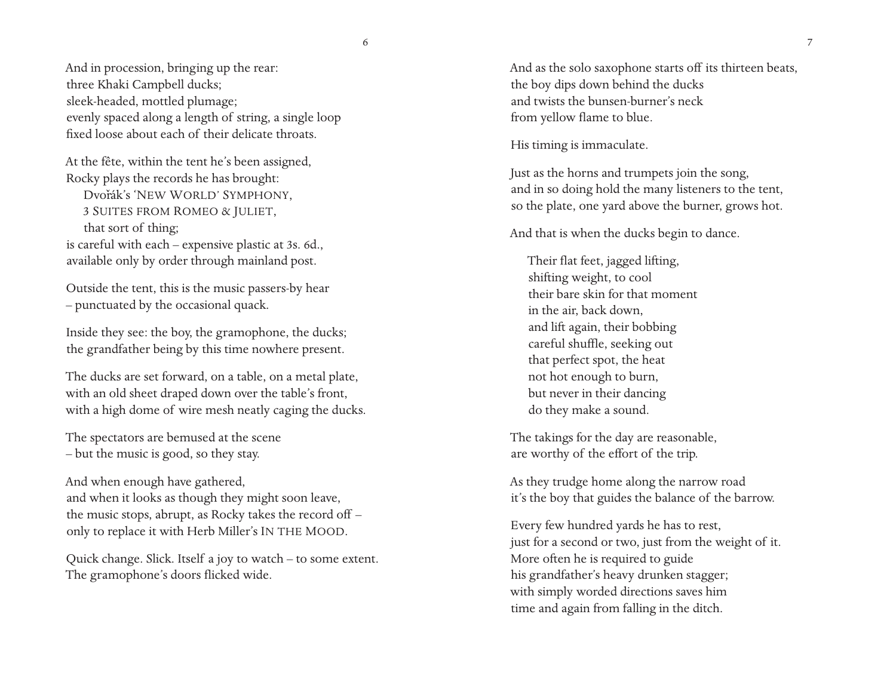And in procession, bringing up the rear:
three Khaki Campbell ducks;
sleek-headed, mottled plumage;
evenly spaced along a length of string, a single loop
fixed loose about each of their delicate throats.

At the fête, within the tent he's been assigned,
Rocky plays the records he has brought:
  Dvořák's 'NEW WORLD' SYMPHONY,
  3 SUITES FROM ROMEO & JULIET,
  that sort of thing;
is careful with each – expensive plastic at 3s. 6d.,
available only by order through mainland post.

Outside the tent, this is the music passers-by hear
– punctuated by the occasional quack.

Inside they see: the boy, the gramophone, the ducks;
the grandfather being by this time nowhere present.

The ducks are set forward, on a table, on a metal plate,
with an old sheet draped down over the table's front,
with a high dome of wire mesh neatly caging the ducks.

The spectators are bemused at the scene
– but the music is good, so they stay.

And when enough have gathered,
and when it looks as though they might soon leave,
the music stops, abrupt, as Rocky takes the record off –
only to replace it with Herb Miller's IN THE MOOD.

Quick change. Slick. Itself a joy to watch – to some extent.
The gramophone's doors flicked wide.

And as the solo saxophone starts off its thirteen beats,
the boy dips down behind the ducks
and twists the bunsen-burner's neck
from yellow flame to blue.

His timing is immaculate.

Just as the horns and trumpets join the song,
and in so doing hold the many listeners to the tent,
so the plate, one yard above the burner, grows hot.

And that is when the ducks begin to dance.

  Their flat feet, jagged lifting,
  shifting weight, to cool
  their bare skin for that moment
  in the air, back down,
  and lift again, their bobbing
  careful shuffle, seeking out
  that perfect spot, the heat
  not hot enough to burn,
  but never in their dancing
  do they make a sound.

The takings for the day are reasonable,
are worthy of the effort of the trip.

As they trudge home along the narrow road
it's the boy that guides the balance of the barrow.

Every few hundred yards he has to rest,
just for a second or two, just from the weight of it.
More often he is required to guide
his grandfather's heavy drunken stagger;
with simply worded directions saves him
time and again from falling in the ditch.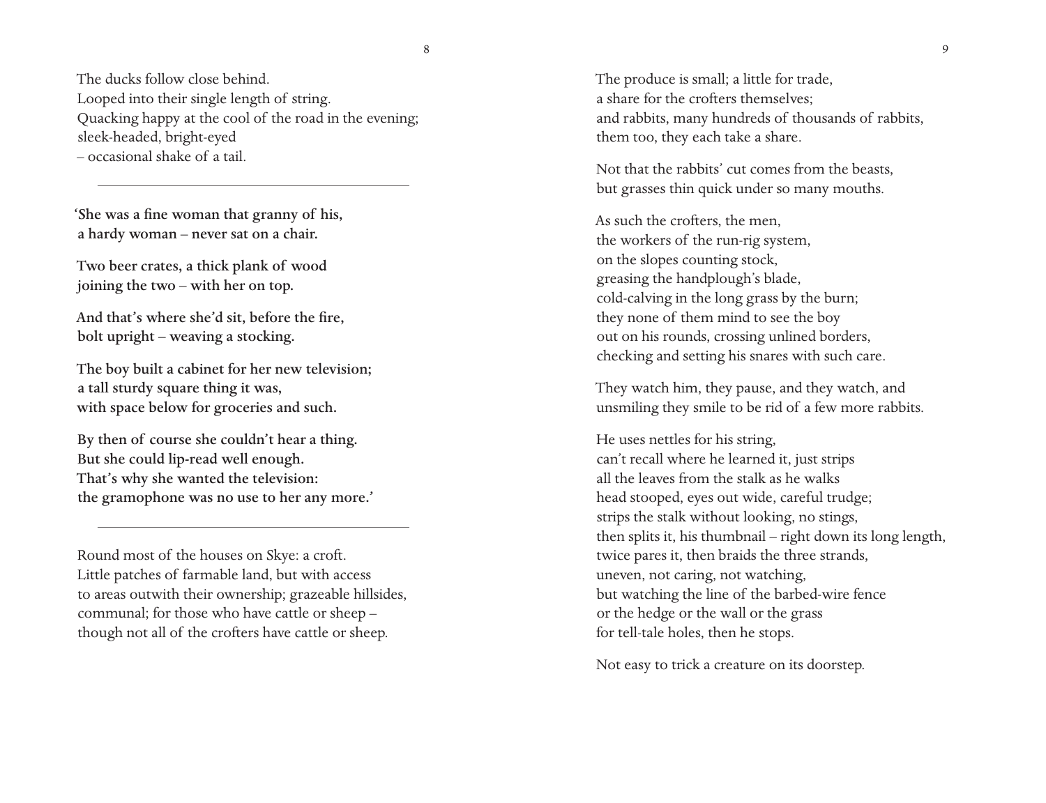The ducks follow close behind.
Looped into their single length of string.
Quacking happy at the cool of the road in the evening;
sleek-headed, bright-eyed
– occasional shake of a tail.

---

**'She was a fine woman that granny of his,**
**a hardy woman – never sat on a chair.**

**Two beer crates, a thick plank of wood**
**joining the two – with her on top.**

**And that's where she'd sit, before the fire,**
**bolt upright – weaving a stocking.**

**The boy built a cabinet for her new television;**
**a tall sturdy square thing it was,**
**with space below for groceries and such.**

**By then of course she couldn't hear a thing.**
**But she could lip-read well enough.**
**That's why she wanted the television:**
**the gramophone was no use to her any more.'**

---

Round most of the houses on Skye: a croft.
Little patches of farmable land, but with access
to areas outwith their ownership; grazeable hillsides,
communal; for those who have cattle or sheep –
though not all of the crofters have cattle or sheep.

The produce is small; a little for trade,
a share for the crofters themselves;
and rabbits, many hundreds of thousands of rabbits,
them too, they each take a share.

Not that the rabbits' cut comes from the beasts,
but grasses thin quick under so many mouths.

As such the crofters, the men,
the workers of the run-rig system,
on the slopes counting stock,
greasing the handplough's blade,
cold-calving in the long grass by the burn;
they none of them mind to see the boy
out on his rounds, crossing unlined borders,
checking and setting his snares with such care.

They watch him, they pause, and they watch, and
unsmiling they smile to be rid of a few more rabbits.

He uses nettles for his string,
can't recall where he learned it, just strips
all the leaves from the stalk as he walks
head stooped, eyes out wide, careful trudge;
strips the stalk without looking, no stings,
then splits it, his thumbnail – right down its long length,
twice pares it, then braids the three strands,
uneven, not caring, not watching,
but watching the line of the barbed-wire fence
or the hedge or the wall or the grass
for tell-tale holes, then he stops.

Not easy to trick a creature on its doorstep.